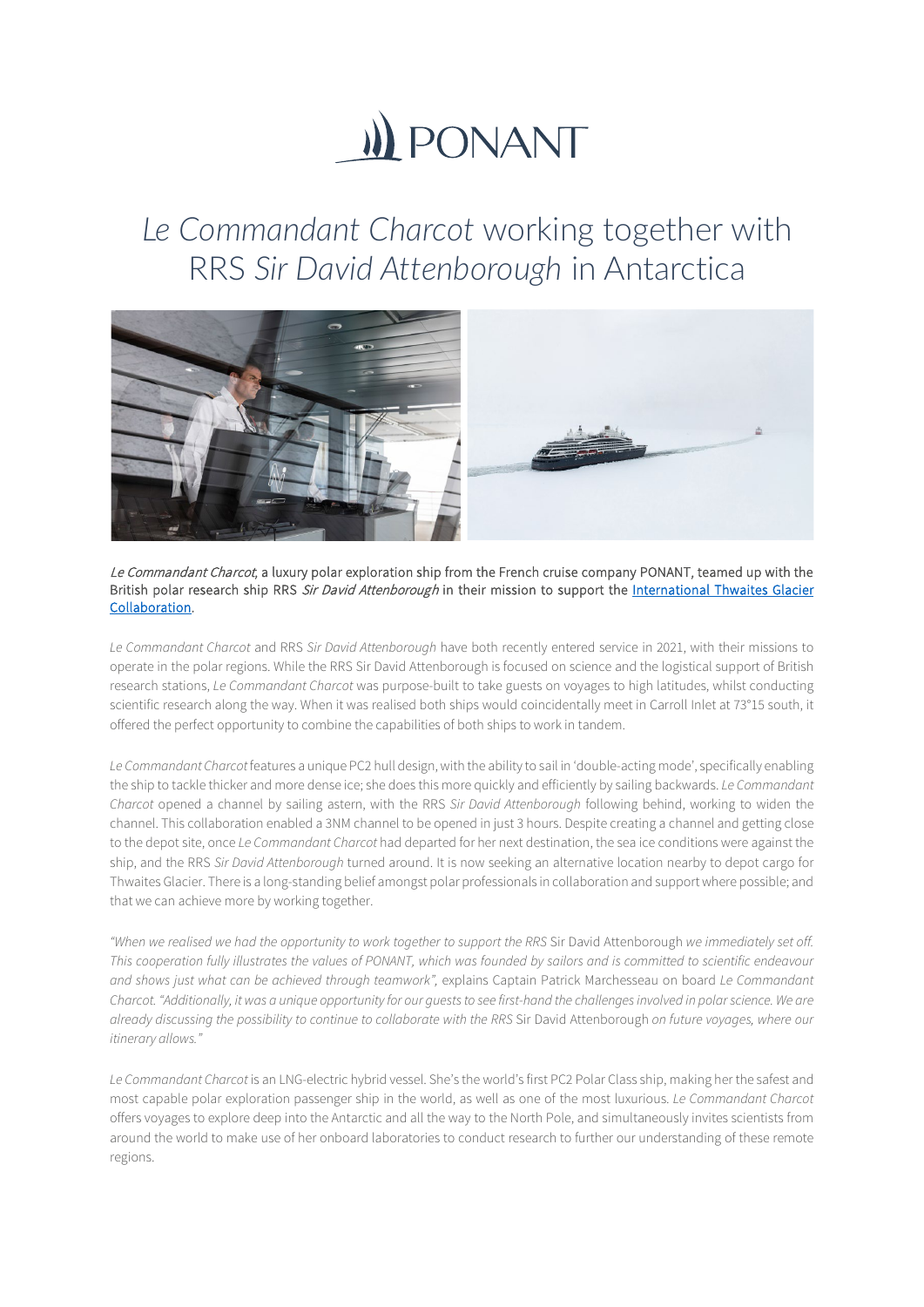PONANT

# *Le Commandant Charcot* working together with RRS *Sir David Attenborough* in Antarctica

*Le Commandant Charcot*, a luxury polar exploration ship from the French cruise company PONANT, teamed up with the British polar research ship RRS *Sir David Attenborough* in their mission to support the International Thwaites Glacier Collaboration.

*Le Commandant Charcot* and RRS *Sir David Attenborough* have both recently entered service in 2021, with their missions to operate in the polar regions. While the RRS Sir David Attenborough is focused on science and the logistical support of British research stations, *Le Commandant Charcot* was purpose-built to take guests on voyages to high latitudes, whilst conducting scientific research along the way. When it was realised both ships would coincidentally meet in Carroll Inlet at 73°15 south, it offered the perfect opportunity to combine the capabilities of both ships to work in tandem.

*Le Commandant Charcot* features a unique PC2 hull design, with the ability to sail in 'double-acting mode', specifically enabling the ship to tackle thicker and more dense ice; she does this more quickly and efficiently by sailing backwards. *Le Commandant Charcot* opened a channel by sailing astern, with the RRS *Sir David Attenborough* following behind, working to widen the channel. This collaboration enabled a 3NM channel to be opened in just 3 hours. Despite creating a channel and getting close to the depot site, once *Le Commandant Charcot* had departed for her next destination, the sea ice conditions were against the ship, and the RRS *Sir David Attenborough* turned around. It is now seeking an alternative location nearby to depot cargo for Thwaites Glacier. There is a long-standing belief amongst polar professionals in collaboration and support where possible; and that we can achieve more by working together.

*"When we realised we had the opportunity to work together to support the RRS* Sir David Attenborough *we immediately set off. This cooperation fully illustrates the values of PONANT, which was founded by sailors and is committed to scientific endeavour and shows just what can be achieved through teamwork",* explains Captain Patrick Marchesseau on board *Le Commandant Charcot. "Additionally, it was a unique opportunity for our guests to see first-hand the challenges involved in polar science. We are already discussing the possibility to continue to collaborate with the RRS* Sir David Attenborough *on future voyages, where our itinerary allows."*

*Le Commandant Charcot* is an LNG-electric hybrid vessel. She's the world's first PC2 Polar Class ship, making her the safest and most capable polar exploration passenger ship in the world, as well as one of the most luxurious. *Le Commandant Charcot* offers voyages to explore deep into the Antarctic and all the way to the North Pole, and simultaneously invites scientists from around the world to make use of her onboard laboratories to conduct research to further our understanding of these remote regions.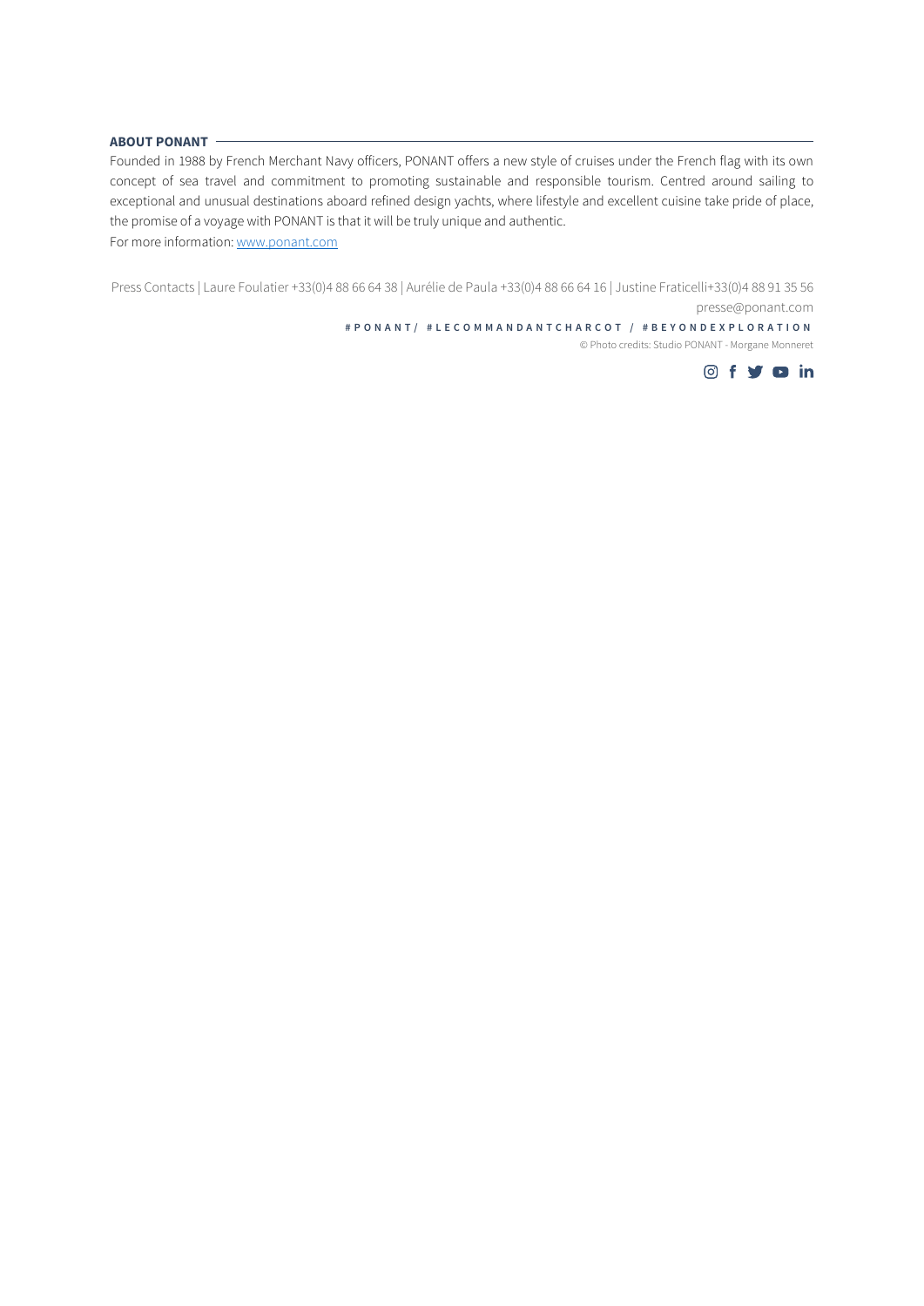**ABOUT PONANT**

Founded in 1988 by French Merchant Navy officers, PONANT offers a new style of cruises under the French flag with its own concept of sea travel and commitment to promoting sustainable and responsible tourism. Centred around sailing to exceptional and unusual destinations aboard refined design yachts, where lifestyle and excellent cuisine take pride of place, the promise of a voyage with PONANT is that it will be truly unique and authentic.
For more information: [www.ponant.com](http://www.ponant.com)

Press Contacts | Laure Foulatier +33(0)4 88 66 64 38 | Aurélie de Paula +33(0)4 88 66 64 16 | Justine Fraticelli+33(0)4 88 91 35 56
presse@ponant.com

**#PONANT/ #LECOMMANDANTCHARCOT / #BEYONDEXPLORATION**

© Photo credits: Studio PONANT - Morgane Monneret